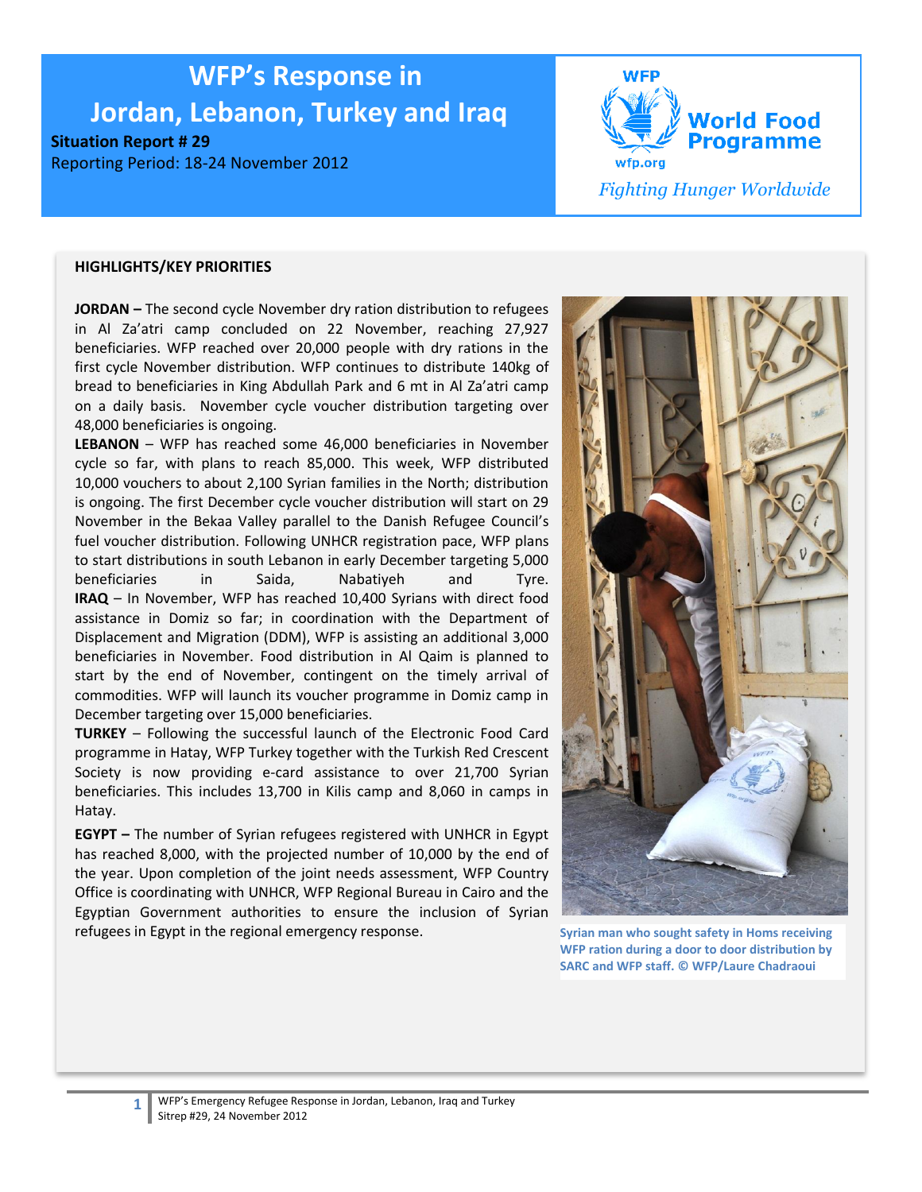# WFP's Response in Jordan, Lebanon, Turkey and Iraq

**Situation Report # 29**

Reporting Period: 18-24 November 2012

World Food Programme

*Fighting Hunger Worldwide*

## HIGHLIGHTS/KEY PRIORITIES

**JORDAN –** The second cycle November dry ration distribution to refugees in Al Za'atri camp concluded on 22 November, reaching 27,927 beneficiaries. WFP reached over 20,000 people with dry rations in the first cycle November distribution. WFP continues to distribute 140kg of bread to beneficiaries in King Abdullah Park and 6 mt in Al Za'atri camp on a daily basis. November cycle voucher distribution targeting over 48,000 beneficiaries is ongoing.

**LEBANON** – WFP has reached some 46,000 beneficiaries in November cycle so far, with plans to reach 85,000. This week, WFP distributed 10,000 vouchers to about 2,100 Syrian families in the North; distribution is ongoing. The first December cycle voucher distribution will start on 29 November in the Bekaa Valley parallel to the Danish Refugee Council's fuel voucher distribution. Following UNHCR registration pace, WFP plans to start distributions in south Lebanon in early December targeting 5,000 beneficiaries in Saida, Nabatiyeh and Tyre.

**IRAQ** – In November, WFP has reached 10,400 Syrians with direct food assistance in Domiz so far; in coordination with the Department of Displacement and Migration (DDM), WFP is assisting an additional 3,000 beneficiaries in November. Food distribution in Al Qaim is planned to start by the end of November, contingent on the timely arrival of commodities. WFP will launch its voucher programme in Domiz camp in December targeting over 15,000 beneficiaries.

**TURKEY** – Following the successful launch of the Electronic Food Card programme in Hatay, WFP Turkey together with the Turkish Red Crescent Society is now providing e-card assistance to over 21,700 Syrian beneficiaries. This includes 13,700 in Kilis camp and 8,060 in camps in Hatay.

**EGYPT –** The number of Syrian refugees registered with UNHCR in Egypt has reached 8,000, with the projected number of 10,000 by the end of the year. Upon completion of the joint needs assessment, WFP Country Office is coordinating with UNHCR, WFP Regional Bureau in Cairo and the Egyptian Government authorities to ensure the inclusion of Syrian refugees in Egypt in the regional emergency response.

**Syrian man who sought safety in Homs receiving WFP ration during a door to door distribution by SARC and WFP staff. © WFP/Laure Chadraoui**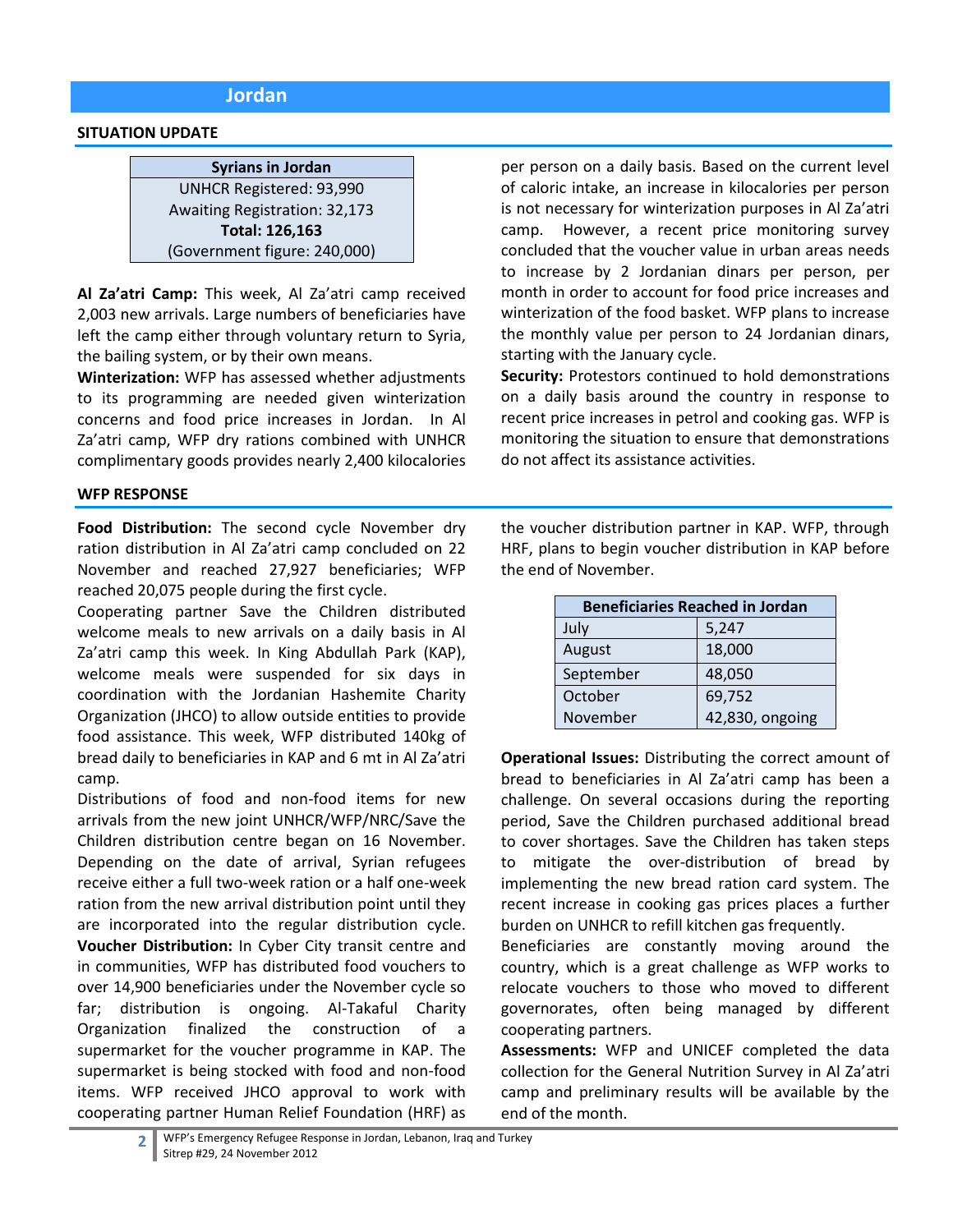# Jordan

## SITUATION UPDATE

| Syrians in Jordan |
|---|
| UNHCR Registered: 93,990 |
| Awaiting Registration: 32,173 |
| **Total: 126,163** |
| (Government figure: 240,000) |

**Al Za'atri Camp:** This week, Al Za'atri camp received 2,003 new arrivals. Large numbers of beneficiaries have left the camp either through voluntary return to Syria, the bailing system, or by their own means.

**Winterization:** WFP has assessed whether adjustments to its programming are needed given winterization concerns and food price increases in Jordan. In Al Za'atri camp, WFP dry rations combined with UNHCR complimentary goods provides nearly 2,400 kilocalories per person on a daily basis. Based on the current level of caloric intake, an increase in kilocalories per person is not necessary for winterization purposes in Al Za'atri camp. However, a recent price monitoring survey concluded that the voucher value in urban areas needs to increase by 2 Jordanian dinars per person, per month in order to account for food price increases and winterization of the food basket. WFP plans to increase the monthly value per person to 24 Jordanian dinars, starting with the January cycle.

**Security:** Protestors continued to hold demonstrations on a daily basis around the country in response to recent price increases in petrol and cooking gas. WFP is monitoring the situation to ensure that demonstrations do not affect its assistance activities.

## WFP RESPONSE

**Food Distribution:** The second cycle November dry ration distribution in Al Za'atri camp concluded on 22 November and reached 27,927 beneficiaries; WFP reached 20,075 people during the first cycle.

Cooperating partner Save the Children distributed welcome meals to new arrivals on a daily basis in Al Za'atri camp this week. In King Abdullah Park (KAP), welcome meals were suspended for six days in coordination with the Jordanian Hashemite Charity Organization (JHCO) to allow outside entities to provide food assistance. This week, WFP distributed 140kg of bread daily to beneficiaries in KAP and 6 mt in Al Za'atri camp.

Distributions of food and non-food items for new arrivals from the new joint UNHCR/WFP/NRC/Save the Children distribution centre began on 16 November. Depending on the date of arrival, Syrian refugees receive either a full two-week ration or a half one-week ration from the new arrival distribution point until they are incorporated into the regular distribution cycle.

**Voucher Distribution:** In Cyber City transit centre and in communities, WFP has distributed food vouchers to over 14,900 beneficiaries under the November cycle so far; distribution is ongoing. Al-Takaful Charity Organization finalized the construction of a supermarket for the voucher programme in KAP. The supermarket is being stocked with food and non-food items. WFP received JHCO approval to work with cooperating partner Human Relief Foundation (HRF) as the voucher distribution partner in KAP. WFP, through HRF, plans to begin voucher distribution in KAP before the end of November.

| Beneficiaries Reached in Jordan | |
|---|---|
| July | 5,247 |
| August | 18,000 |
| September | 48,050 |
| October | 69,752 |
| November | 42,830, ongoing |

**Operational Issues:** Distributing the correct amount of bread to beneficiaries in Al Za'atri camp has been a challenge. On several occasions during the reporting period, Save the Children purchased additional bread to cover shortages. Save the Children has taken steps to mitigate the over-distribution of bread by implementing the new bread ration card system. The recent increase in cooking gas prices places a further burden on UNHCR to refill kitchen gas frequently.

Beneficiaries are constantly moving around the country, which is a great challenge as WFP works to relocate vouchers to those who moved to different governorates, often being managed by different cooperating partners.

**Assessments:** WFP and UNICEF completed the data collection for the General Nutrition Survey in Al Za'atri camp and preliminary results will be available by the end of the month.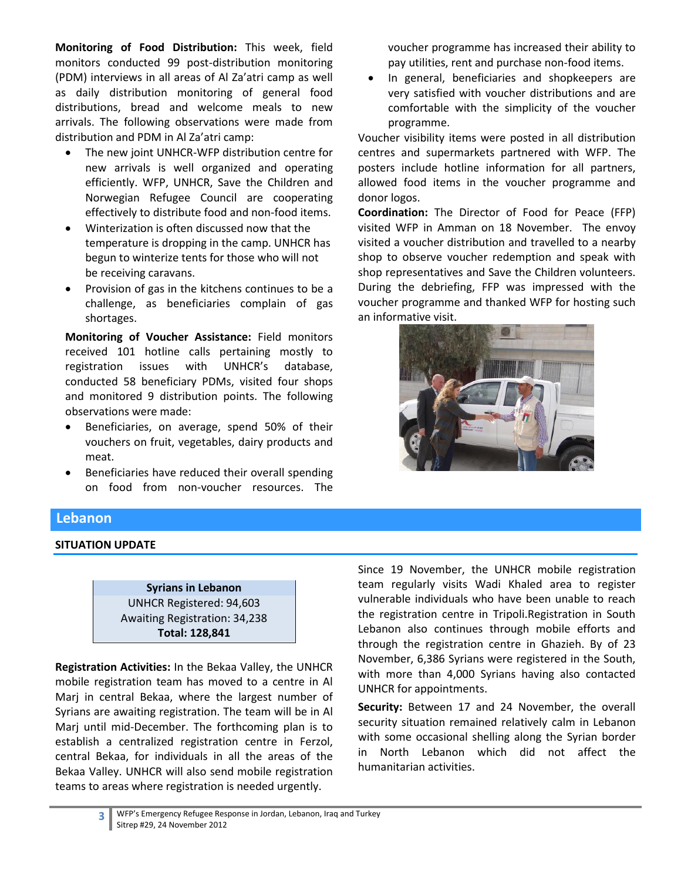**Monitoring of Food Distribution:** This week, field monitors conducted 99 post-distribution monitoring (PDM) interviews in all areas of Al Za'atri camp as well as daily distribution monitoring of general food distributions, bread and welcome meals to new arrivals. The following observations were made from distribution and PDM in Al Za'atri camp:

- The new joint UNHCR-WFP distribution centre for new arrivals is well organized and operating efficiently. WFP, UNHCR, Save the Children and Norwegian Refugee Council are cooperating effectively to distribute food and non-food items.
- Winterization is often discussed now that the temperature is dropping in the camp. UNHCR has begun to winterize tents for those who will not be receiving caravans.
- Provision of gas in the kitchens continues to be a challenge, as beneficiaries complain of gas shortages.

**Monitoring of Voucher Assistance:** Field monitors received 101 hotline calls pertaining mostly to registration issues with UNHCR's database, conducted 58 beneficiary PDMs, visited four shops and monitored 9 distribution points. The following observations were made:

- Beneficiaries, on average, spend 50% of their vouchers on fruit, vegetables, dairy products and meat.
- Beneficiaries have reduced their overall spending on food from non-voucher resources. The voucher programme has increased their ability to pay utilities, rent and purchase non-food items.
- In general, beneficiaries and shopkeepers are very satisfied with voucher distributions and are comfortable with the simplicity of the voucher programme.

Voucher visibility items were posted in all distribution centres and supermarkets partnered with WFP. The posters include hotline information for all partners, allowed food items in the voucher programme and donor logos.

**Coordination:** The Director of Food for Peace (FFP) visited WFP in Amman on 18 November. The envoy visited a voucher distribution and travelled to a nearby shop to observe voucher redemption and speak with shop representatives and Save the Children volunteers. During the debriefing, FFP was impressed with the voucher programme and thanked WFP for hosting such an informative visit.

## Lebanon

### SITUATION UPDATE

| Syrians in Lebanon |
|---|
| UNHCR Registered: 94,603 |
| Awaiting Registration: 34,238 |
| **Total: 128,841** |

**Registration Activities:** In the Bekaa Valley, the UNHCR mobile registration team has moved to a centre in Al Marj in central Bekaa, where the largest number of Syrians are awaiting registration. The team will be in Al Marj until mid-December. The forthcoming plan is to establish a centralized registration centre in Ferzol, central Bekaa, for individuals in all the areas of the Bekaa Valley. UNHCR will also send mobile registration teams to areas where registration is needed urgently.

Since 19 November, the UNHCR mobile registration team regularly visits Wadi Khaled area to register vulnerable individuals who have been unable to reach the registration centre in Tripoli.Registration in South Lebanon also continues through mobile efforts and through the registration centre in Ghazieh. By of 23 November, 6,386 Syrians were registered in the South, with more than 4,000 Syrians having also contacted UNHCR for appointments.

**Security:** Between 17 and 24 November, the overall security situation remained relatively calm in Lebanon with some occasional shelling along the Syrian border in North Lebanon which did not affect the humanitarian activities.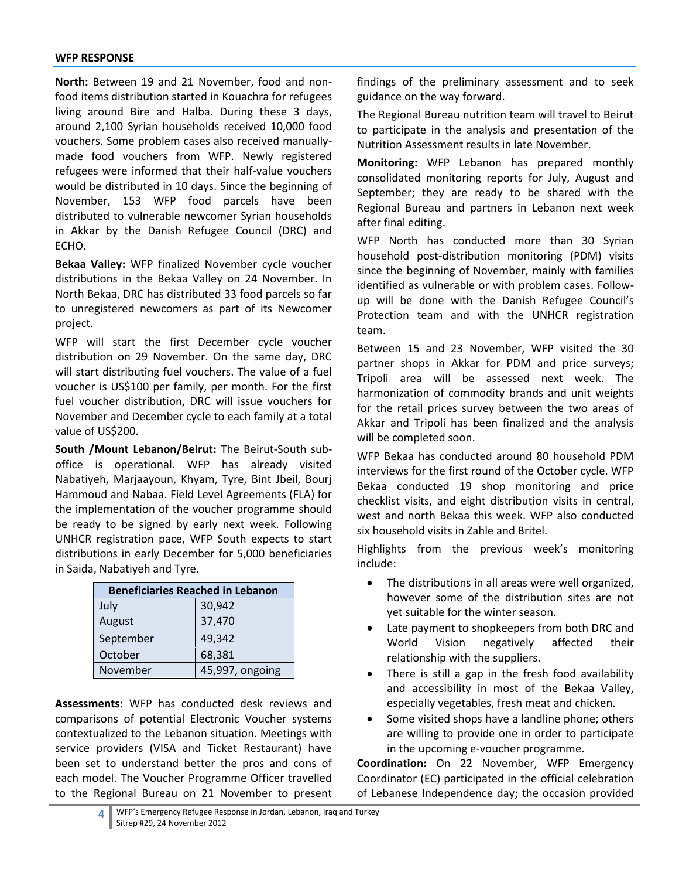## WFP RESPONSE

**North:** Between 19 and 21 November, food and non-food items distribution started in Kouachra for refugees living around Bire and Halba. During these 3 days, around 2,100 Syrian households received 10,000 food vouchers. Some problem cases also received manually-made food vouchers from WFP. Newly registered refugees were informed that their half-value vouchers would be distributed in 10 days. Since the beginning of November, 153 WFP food parcels have been distributed to vulnerable newcomer Syrian households in Akkar by the Danish Refugee Council (DRC) and ECHO.

**Bekaa Valley:** WFP finalized November cycle voucher distributions in the Bekaa Valley on 24 November. In North Bekaa, DRC has distributed 33 food parcels so far to unregistered newcomers as part of its Newcomer project.

WFP will start the first December cycle voucher distribution on 29 November. On the same day, DRC will start distributing fuel vouchers. The value of a fuel voucher is US$100 per family, per month. For the first fuel voucher distribution, DRC will issue vouchers for November and December cycle to each family at a total value of US$200.

**South /Mount Lebanon/Beirut:** The Beirut-South sub-office is operational. WFP has already visited Nabatiyeh, Marjaayoun, Khyam, Tyre, Bint Jbeil, Bourj Hammoud and Nabaa. Field Level Agreements (FLA) for the implementation of the voucher programme should be ready to be signed by early next week. Following UNHCR registration pace, WFP South expects to start distributions in early December for 5,000 beneficiaries in Saida, Nabatiyeh and Tyre.

| Beneficiaries Reached in Lebanon | |
|---|---|
| July | 30,942 |
| August | 37,470 |
| September | 49,342 |
| October | 68,381 |
| November | 45,997, ongoing |

**Assessments:** WFP has conducted desk reviews and comparisons of potential Electronic Voucher systems contextualized to the Lebanon situation. Meetings with service providers (VISA and Ticket Restaurant) have been set to understand better the pros and cons of each model. The Voucher Programme Officer travelled to the Regional Bureau on 21 November to present findings of the preliminary assessment and to seek guidance on the way forward.

The Regional Bureau nutrition team will travel to Beirut to participate in the analysis and presentation of the Nutrition Assessment results in late November.

**Monitoring:** WFP Lebanon has prepared monthly consolidated monitoring reports for July, August and September; they are ready to be shared with the Regional Bureau and partners in Lebanon next week after final editing.

WFP North has conducted more than 30 Syrian household post-distribution monitoring (PDM) visits since the beginning of November, mainly with families identified as vulnerable or with problem cases. Follow-up will be done with the Danish Refugee Council's Protection team and with the UNHCR registration team.

Between 15 and 23 November, WFP visited the 30 partner shops in Akkar for PDM and price surveys; Tripoli area will be assessed next week. The harmonization of commodity brands and unit weights for the retail prices survey between the two areas of Akkar and Tripoli has been finalized and the analysis will be completed soon.

WFP Bekaa has conducted around 80 household PDM interviews for the first round of the October cycle. WFP Bekaa conducted 19 shop monitoring and price checklist visits, and eight distribution visits in central, west and north Bekaa this week. WFP also conducted six household visits in Zahle and Britel.

Highlights from the previous week's monitoring include:

- The distributions in all areas were well organized, however some of the distribution sites are not yet suitable for the winter season.
- Late payment to shopkeepers from both DRC and World Vision negatively affected their relationship with the suppliers.
- There is still a gap in the fresh food availability and accessibility in most of the Bekaa Valley, especially vegetables, fresh meat and chicken.
- Some visited shops have a landline phone; others are willing to provide one in order to participate in the upcoming e-voucher programme.

**Coordination:** On 22 November, WFP Emergency Coordinator (EC) participated in the official celebration of Lebanese Independence day; the occasion provided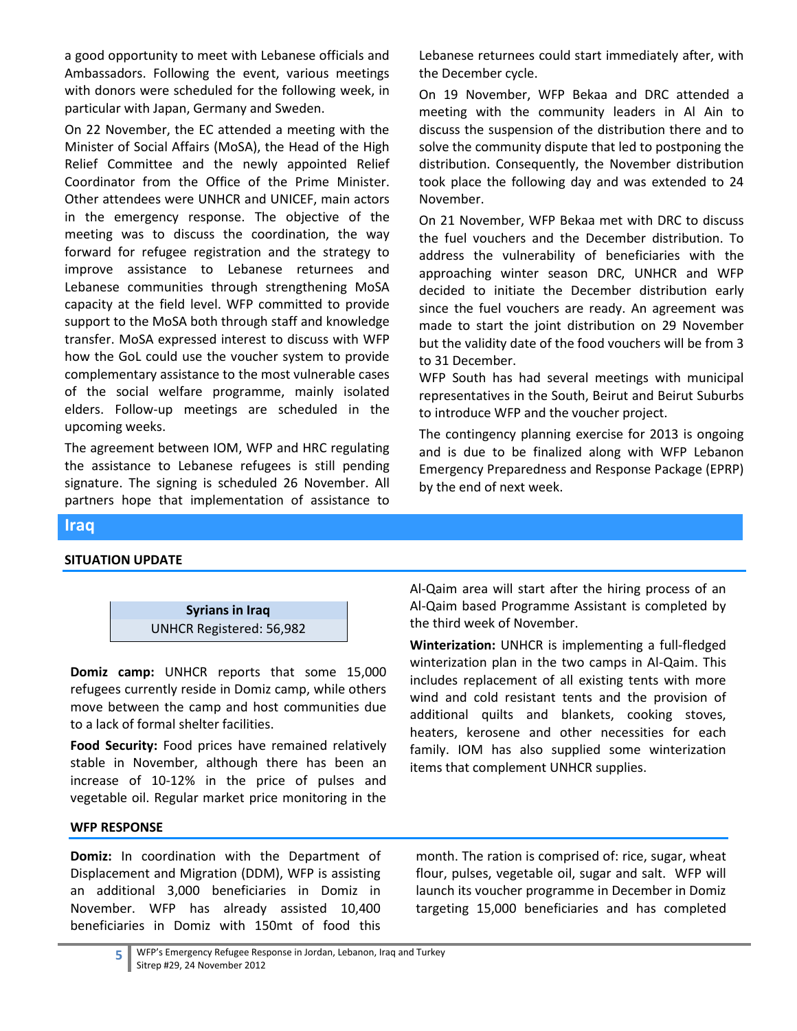a good opportunity to meet with Lebanese officials and Ambassadors. Following the event, various meetings with donors were scheduled for the following week, in particular with Japan, Germany and Sweden.

On 22 November, the EC attended a meeting with the Minister of Social Affairs (MoSA), the Head of the High Relief Committee and the newly appointed Relief Coordinator from the Office of the Prime Minister. Other attendees were UNHCR and UNICEF, main actors in the emergency response. The objective of the meeting was to discuss the coordination, the way forward for refugee registration and the strategy to improve assistance to Lebanese returnees and Lebanese communities through strengthening MoSA capacity at the field level. WFP committed to provide support to the MoSA both through staff and knowledge transfer. MoSA expressed interest to discuss with WFP how the GoL could use the voucher system to provide complementary assistance to the most vulnerable cases of the social welfare programme, mainly isolated elders. Follow-up meetings are scheduled in the upcoming weeks.

The agreement between IOM, WFP and HRC regulating the assistance to Lebanese refugees is still pending signature. The signing is scheduled 26 November. All partners hope that implementation of assistance to Lebanese returnees could start immediately after, with the December cycle.

On 19 November, WFP Bekaa and DRC attended a meeting with the community leaders in Al Ain to discuss the suspension of the distribution there and to solve the community dispute that led to postponing the distribution. Consequently, the November distribution took place the following day and was extended to 24 November.

On 21 November, WFP Bekaa met with DRC to discuss the fuel vouchers and the December distribution. To address the vulnerability of beneficiaries with the approaching winter season DRC, UNHCR and WFP decided to initiate the December distribution early since the fuel vouchers are ready. An agreement was made to start the joint distribution on 29 November but the validity date of the food vouchers will be from 3 to 31 December.

WFP South has had several meetings with municipal representatives in the South, Beirut and Beirut Suburbs to introduce WFP and the voucher project.

The contingency planning exercise for 2013 is ongoing and is due to be finalized along with WFP Lebanon Emergency Preparedness and Response Package (EPRP) by the end of next week.

## Iraq

### SITUATION UPDATE

| Syrians in Iraq |
| --- |
| UNHCR Registered: 56,982 |

**Domiz camp:** UNHCR reports that some 15,000 refugees currently reside in Domiz camp, while others move between the camp and host communities due to a lack of formal shelter facilities.

**Food Security:** Food prices have remained relatively stable in November, although there has been an increase of 10-12% in the price of pulses and vegetable oil. Regular market price monitoring in the Al-Qaim area will start after the hiring process of an Al-Qaim based Programme Assistant is completed by the third week of November.

**Winterization:** UNHCR is implementing a full-fledged winterization plan in the two camps in Al-Qaim. This includes replacement of all existing tents with more wind and cold resistant tents and the provision of additional quilts and blankets, cooking stoves, heaters, kerosene and other necessities for each family. IOM has also supplied some winterization items that complement UNHCR supplies.

### WFP RESPONSE

**Domiz:** In coordination with the Department of Displacement and Migration (DDM), WFP is assisting an additional 3,000 beneficiaries in Domiz in November. WFP has already assisted 10,400 beneficiaries in Domiz with 150mt of food this month. The ration is comprised of: rice, sugar, wheat flour, pulses, vegetable oil, sugar and salt. WFP will launch its voucher programme in December in Domiz targeting 15,000 beneficiaries and has completed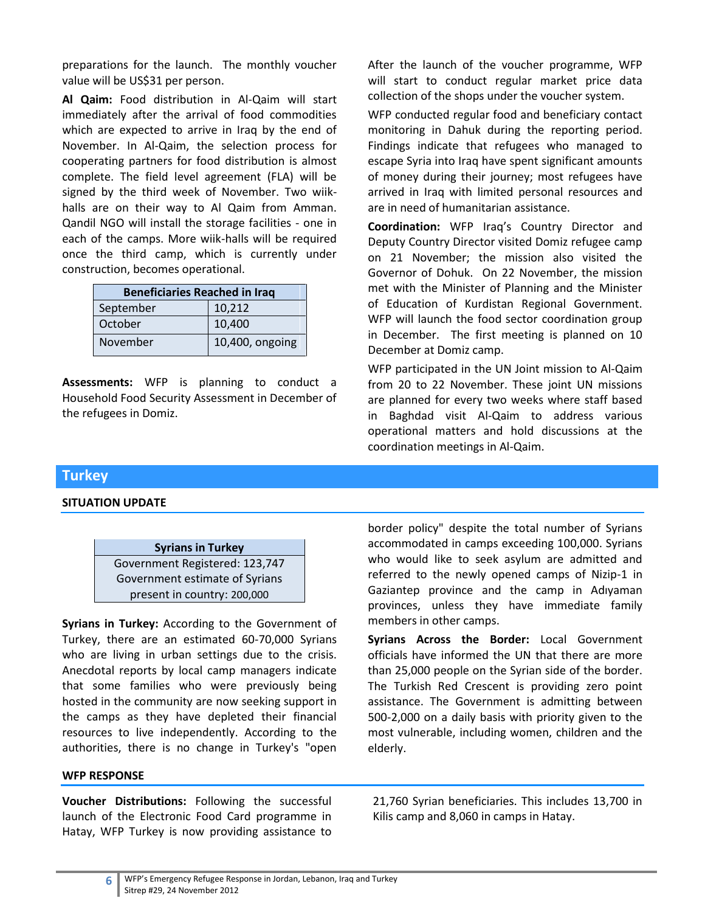preparations for the launch. The monthly voucher value will be US$31 per person.

**Al Qaim:** Food distribution in Al-Qaim will start immediately after the arrival of food commodities which are expected to arrive in Iraq by the end of November. In Al-Qaim, the selection process for cooperating partners for food distribution is almost complete. The field level agreement (FLA) will be signed by the third week of November. Two wiik-halls are on their way to Al Qaim from Amman. Qandil NGO will install the storage facilities - one in each of the camps. More wiik-halls will be required once the third camp, which is currently under construction, becomes operational.

| Beneficiaries Reached in Iraq | |
|---|---|
| September | 10,212 |
| October | 10,400 |
| November | 10,400, ongoing |

**Assessments:** WFP is planning to conduct a Household Food Security Assessment in December of the refugees in Domiz.

After the launch of the voucher programme, WFP will start to conduct regular market price data collection of the shops under the voucher system.

WFP conducted regular food and beneficiary contact monitoring in Dahuk during the reporting period. Findings indicate that refugees who managed to escape Syria into Iraq have spent significant amounts of money during their journey; most refugees have arrived in Iraq with limited personal resources and are in need of humanitarian assistance.

**Coordination:** WFP Iraq's Country Director and Deputy Country Director visited Domiz refugee camp on 21 November; the mission also visited the Governor of Dohuk. On 22 November, the mission met with the Minister of Planning and the Minister of Education of Kurdistan Regional Government. WFP will launch the food sector coordination group in December. The first meeting is planned on 10 December at Domiz camp.

WFP participated in the UN Joint mission to Al-Qaim from 20 to 22 November. These joint UN missions are planned for every two weeks where staff based in Baghdad visit Al-Qaim to address various operational matters and hold discussions at the coordination meetings in Al-Qaim.

## Turkey

### SITUATION UPDATE

| Syrians in Turkey |
|---|
| Government Registered: 123,747 |
| Government estimate of Syrians present in country: 200,000 |

**Syrians in Turkey:** According to the Government of Turkey, there are an estimated 60-70,000 Syrians who are living in urban settings due to the crisis. Anecdotal reports by local camp managers indicate that some families who were previously being hosted in the community are now seeking support in the camps as they have depleted their financial resources to live independently. According to the authorities, there is no change in Turkey's "open border policy" despite the total number of Syrians accommodated in camps exceeding 100,000. Syrians who would like to seek asylum are admitted and referred to the newly opened camps of Nizip-1 in Gaziantep province and the camp in Adıyaman provinces, unless they have immediate family members in other camps.

**Syrians Across the Border:** Local Government officials have informed the UN that there are more than 25,000 people on the Syrian side of the border. The Turkish Red Crescent is providing zero point assistance. The Government is admitting between 500-2,000 on a daily basis with priority given to the most vulnerable, including women, children and the elderly.

### WFP RESPONSE

**Voucher Distributions:** Following the successful launch of the Electronic Food Card programme in Hatay, WFP Turkey is now providing assistance to 21,760 Syrian beneficiaries. This includes 13,700 in Kilis camp and 8,060 in camps in Hatay.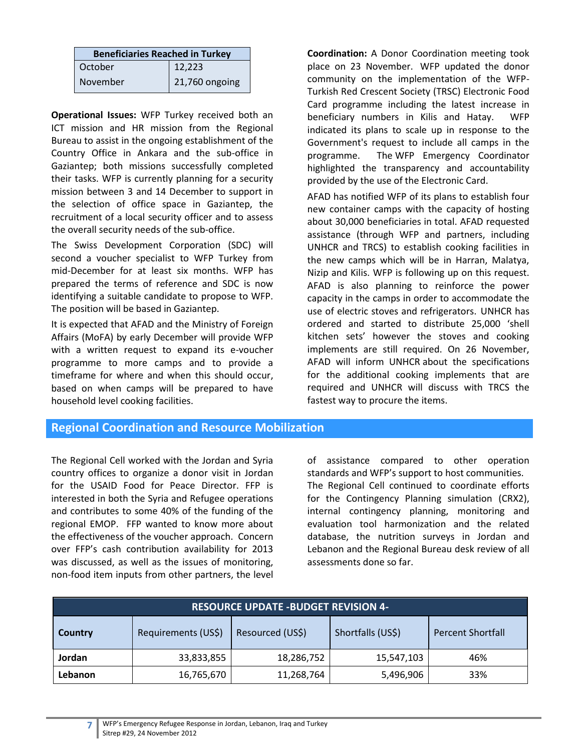| Beneficiaries Reached in Turkey | |
|---|---|
| October | 12,223 |
| November | 21,760 ongoing |

**Operational Issues:** WFP Turkey received both an ICT mission and HR mission from the Regional Bureau to assist in the ongoing establishment of the Country Office in Ankara and the sub-office in Gaziantep; both missions successfully completed their tasks. WFP is currently planning for a security mission between 3 and 14 December to support in the selection of office space in Gaziantep, the recruitment of a local security officer and to assess the overall security needs of the sub-office.

The Swiss Development Corporation (SDC) will second a voucher specialist to WFP Turkey from mid-December for at least six months. WFP has prepared the terms of reference and SDC is now identifying a suitable candidate to propose to WFP. The position will be based in Gaziantep.

It is expected that AFAD and the Ministry of Foreign Affairs (MoFA) by early December will provide WFP with a written request to expand its e-voucher programme to more camps and to provide a timeframe for where and when this should occur, based on when camps will be prepared to have household level cooking facilities.

**Coordination:** A Donor Coordination meeting took place on 23 November. WFP updated the donor community on the implementation of the WFP-Turkish Red Crescent Society (TRSC) Electronic Food Card programme including the latest increase in beneficiary numbers in Kilis and Hatay. WFP indicated its plans to scale up in response to the Government's request to include all camps in the programme. The WFP Emergency Coordinator highlighted the transparency and accountability provided by the use of the Electronic Card.

AFAD has notified WFP of its plans to establish four new container camps with the capacity of hosting about 30,000 beneficiaries in total. AFAD requested assistance (through WFP and partners, including UNHCR and TRCS) to establish cooking facilities in the new camps which will be in Harran, Malatya, Nizip and Kilis. WFP is following up on this request. AFAD is also planning to reinforce the power capacity in the camps in order to accommodate the use of electric stoves and refrigerators. UNHCR has ordered and started to distribute 25,000 'shell kitchen sets' however the stoves and cooking implements are still required. On 26 November, AFAD will inform UNHCR about the specifications for the additional cooking implements that are required and UNHCR will discuss with TRCS the fastest way to procure the items.

## Regional Coordination and Resource Mobilization

The Regional Cell worked with the Jordan and Syria country offices to organize a donor visit in Jordan for the USAID Food for Peace Director. FFP is interested in both the Syria and Refugee operations and contributes to some 40% of the funding of the regional EMOP. FFP wanted to know more about the effectiveness of the voucher approach. Concern over FFP's cash contribution availability for 2013 was discussed, as well as the issues of monitoring, non-food item inputs from other partners, the level of assistance compared to other operation standards and WFP's support to host communities.

The Regional Cell continued to coordinate efforts for the Contingency Planning simulation (CRX2), internal contingency planning, monitoring and evaluation tool harmonization and the related database, the nutrition surveys in Jordan and Lebanon and the Regional Bureau desk review of all assessments done so far.

| RESOURCE UPDATE -BUDGET REVISION 4- | | | | |
|---|---|---|---|---|
| **Country** | Requirements (US$) | Resourced (US$) | Shortfalls (US$) | Percent Shortfall |
| **Jordan** | 33,833,855 | 18,286,752 | 15,547,103 | 46% |
| **Lebanon** | 16,765,670 | 11,268,764 | 5,496,906 | 33% |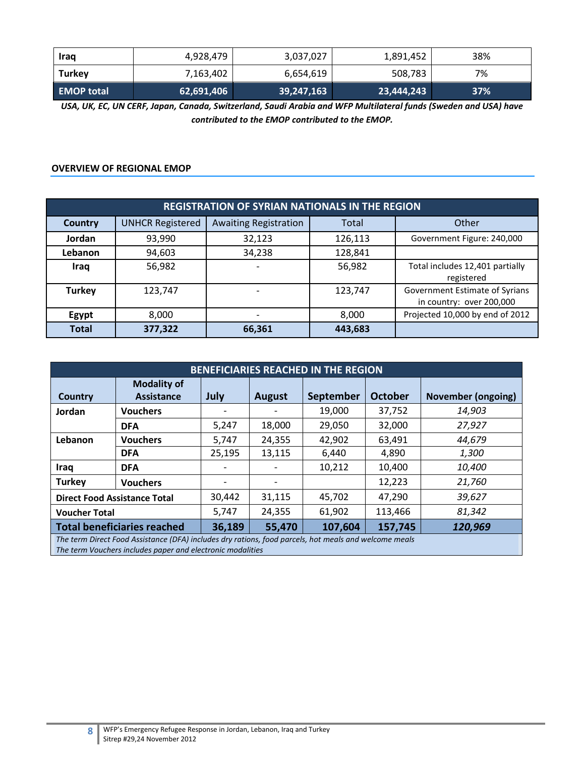| Iraq | 4,928,479 | 3,037,027 | 1,891,452 | 38% |
|---|---|---|---|---|
| Turkey | 7,163,402 | 6,654,619 | 508,783 | 7% |
| **EMOP total** | **62,691,406** | **39,247,163** | **23,444,243** | **37%** |

***USA, UK, EC, UN CERF, Japan, Canada, Switzerland, Saudi Arabia and WFP Multilateral funds (Sweden and USA) have contributed to the EMOP contributed to the EMOP.***

## OVERVIEW OF REGIONAL EMOP

| REGISTRATION OF SYRIAN NATIONALS IN THE REGION | | | | |
|---|---|---|---|---|
| **Country** | UNHCR Registered | Awaiting Registration | Total | Other |
| **Jordan** | 93,990 | 32,123 | 126,113 | Government Figure: 240,000 |
| **Lebanon** | 94,603 | 34,238 | 128,841 | |
| **Iraq** | 56,982 | - | 56,982 | Total includes 12,401 partially registered |
| **Turkey** | 123,747 | - | 123,747 | Government Estimate of Syrians in country: over 200,000 |
| **Egypt** | 8,000 | - | 8,000 | Projected 10,000 by end of 2012 |
| **Total** | **377,322** | **66,361** | **443,683** | |

| BENEFICIARIES REACHED IN THE REGION | | | | | | |
|---|---|---|---|---|---|---|
| **Country** | **Modality of Assistance** | **July** | **August** | **September** | **October** | **November (ongoing)** |
| **Jordan** | **Vouchers** | - | - | 19,000 | 37,752 | *14,903* |
| | **DFA** | 5,247 | 18,000 | 29,050 | 32,000 | *27,927* |
| **Lebanon** | **Vouchers** | 5,747 | 24,355 | 42,902 | 63,491 | *44,679* |
| | **DFA** | 25,195 | 13,115 | 6,440 | 4,890 | *1,300* |
| **Iraq** | **DFA** | - | - | 10,212 | 10,400 | *10,400* |
| **Turkey** | **Vouchers** | - | - | | 12,223 | *21,760* |
| **Direct Food Assistance Total** | | 30,442 | 31,115 | 45,702 | 47,290 | *39,627* |
| **Voucher Total** | | 5,747 | 24,355 | 61,902 | 113,466 | *81,342* |
| **Total beneficiaries reached** | | **36,189** | **55,470** | **107,604** | **157,745** | ***120,969*** |

*The term Direct Food Assistance (DFA) includes dry rations, food parcels, hot meals and welcome meals*
*The term Vouchers includes paper and electronic modalities*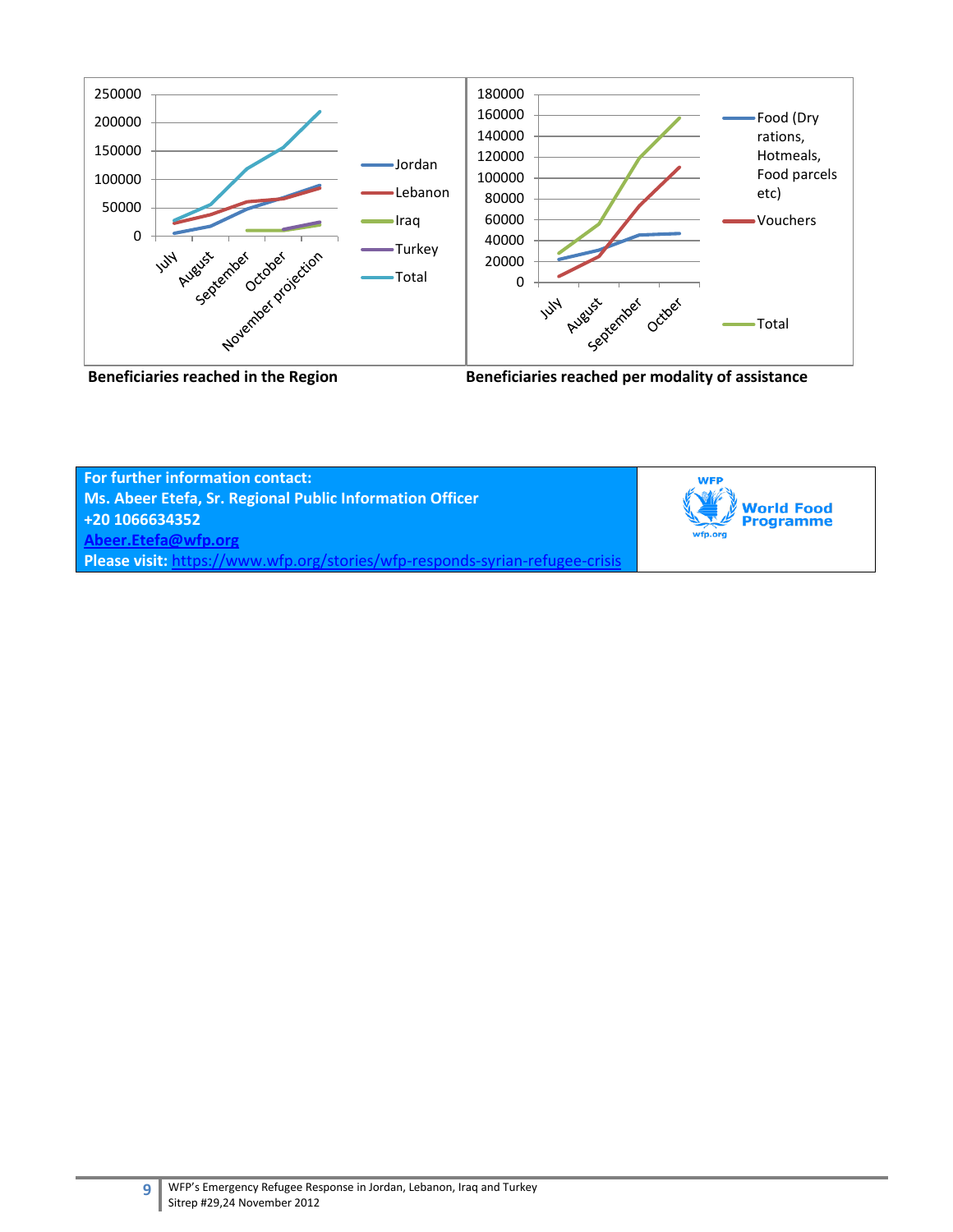250000
200000
150000
100000
50000
0

July
August
September
October
November projection

Jordan
Lebanon
Iraq
Turkey
Total

**Beneficiaries reached in the Region**

180000
160000
140000
120000
100000
80000
60000
40000
20000
0

July
August
September
Octber

Food (Dry rations, Hotmeals, Food parcels etc)
Vouchers
Total

**Beneficiaries reached per modality of assistance**

**For further information contact:**
**Ms. Abeer Etefa, Sr. Regional Public Information Officer**
**+20 1066634352**
**[Abeer.Etefa@wfp.org](mailto:Abeer.Etefa@wfp.org)**
**Please visit:** [https://www.wfp.org/stories/wfp-responds-syrian-refugee-crisis](https://www.wfp.org/stories/wfp-responds-syrian-refugee-crisis)

WFP
World Food Programme
wfp.org